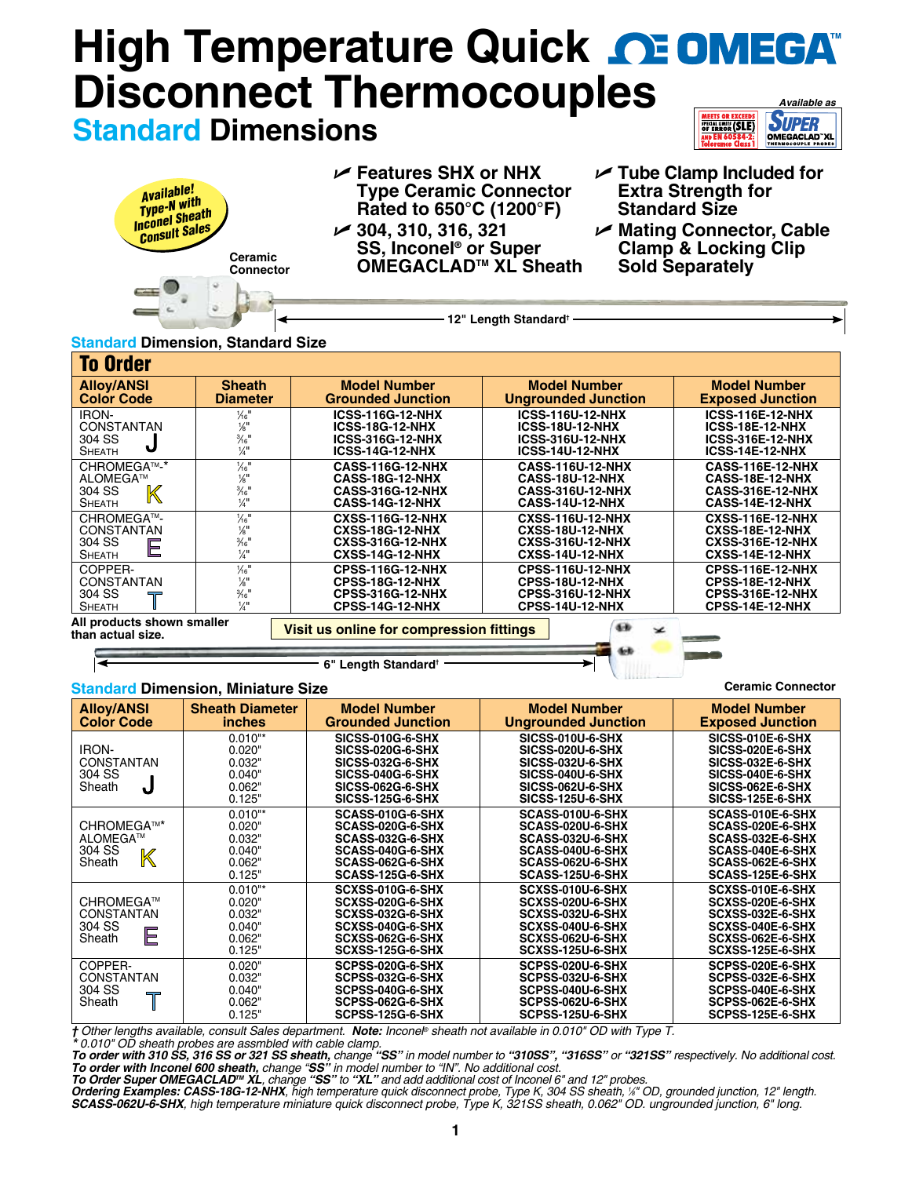# High Temperature Quick Disconnect Thermocouples

## Standard Dimensions

OMEGA™

Available as SUPER OMEGACLAD™ XL

MEETS OR EXCEEDS SPECIAL LIMITS OF ERROR (SLE) AND EN 60584-2; Tolerance Class 1

Available! Type-N with Inconel Sheath Consult Sales

- Features SHX or NHX Type Ceramic Connector Rated to 650°C (1200°F)
- 304, 310, 316, 321 SS, Inconel® or Super OMEGACLAD™ XL Sheath
- Tube Clamp Included for Extra Strength for Standard Size
- Mating Connector, Cable Clamp & Locking Clip Sold Separately

Ceramic Connector

12" Length Standard†

### Standard Dimension, Standard Size

**To Order**

| Alloy/ANSI Color Code | Sheath Diameter | Model Number Grounded Junction | Model Number Ungrounded Junction | Model Number Exposed Junction |
|---|---|---|---|---|
| IRON-CONSTANTAN 304 SS Sheath J | 1⁄16" | ICSS-116G-12-NHX | ICSS-116U-12-NHX | ICSS-116E-12-NHX |
| | 1⁄8" | ICSS-18G-12-NHX | ICSS-18U-12-NHX | ICSS-18E-12-NHX |
| | 3⁄16" | ICSS-316G-12-NHX | ICSS-316U-12-NHX | ICSS-316E-12-NHX |
| | 1⁄4" | ICSS-14G-12-NHX | ICSS-14U-12-NHX | ICSS-14E-12-NHX |
| CHROMEGA™-* ALOMEGA™ 304 SS Sheath K | 1⁄16" | CASS-116G-12-NHX | CASS-116U-12-NHX | CASS-116E-12-NHX |
| | 1⁄8" | CASS-18G-12-NHX | CASS-18U-12-NHX | CASS-18E-12-NHX |
| | 3⁄16" | CASS-316G-12-NHX | CASS-316U-12-NHX | CASS-316E-12-NHX |
| | 1⁄4" | CASS-14G-12-NHX | CASS-14U-12-NHX | CASS-14E-12-NHX |
| CHROMEGA™-CONSTANTAN 304 SS Sheath E | 1⁄16" | CXSS-116G-12-NHX | CXSS-116U-12-NHX | CXSS-116E-12-NHX |
| | 1⁄8" | CXSS-18G-12-NHX | CXSS-18U-12-NHX | CXSS-18E-12-NHX |
| | 3⁄16" | CXSS-316G-12-NHX | CXSS-316U-12-NHX | CXSS-316E-12-NHX |
| | 1⁄4" | CXSS-14G-12-NHX | CXSS-14U-12-NHX | CXSS-14E-12-NHX |
| COPPER-CONSTANTAN 304 SS Sheath T | 1⁄16" | CPSS-116G-12-NHX | CPSS-116U-12-NHX | CPSS-116E-12-NHX |
| | 1⁄8" | CPSS-18G-12-NHX | CPSS-18U-12-NHX | CPSS-18E-12-NHX |
| | 3⁄16" | CPSS-316G-12-NHX | CPSS-316U-12-NHX | CPSS-316E-12-NHX |
| | 1⁄4" | CPSS-14G-12-NHX | CPSS-14U-12-NHX | CPSS-14E-12-NHX |

**All products shown smaller than actual size.**

**Visit us online for compression fittings**

6" Length Standard†

Ceramic Connector

### Standard Dimension, Miniature Size

| Alloy/ANSI Color Code | Sheath Diameter inches | Model Number Grounded Junction | Model Number Ungrounded Junction | Model Number Exposed Junction |
|---|---|---|---|---|
| IRON-CONSTANTAN 304 SS Sheath J | 0.010"* | SICSS-010G-6-SHX | SICSS-010U-6-SHX | SICSS-010E-6-SHX |
| | 0.020" | SICSS-020G-6-SHX | SICSS-020U-6-SHX | SICSS-020E-6-SHX |
| | 0.032" | SICSS-032G-6-SHX | SICSS-032U-6-SHX | SICSS-032E-6-SHX |
| | 0.040" | SICSS-040G-6-SHX | SICSS-040U-6-SHX | SICSS-040E-6-SHX |
| | 0.062" | SICSS-062G-6-SHX | SICSS-062U-6-SHX | SICSS-062E-6-SHX |
| | 0.125" | SICSS-125G-6-SHX | SICSS-125U-6-SHX | SICSS-125E-6-SHX |
| CHROMEGA™* ALOMEGA™ 304 SS Sheath K | 0.010"* | SCASS-010G-6-SHX | SCASS-010U-6-SHX | SCASS-010E-6-SHX |
| | 0.020" | SCASS-020G-6-SHX | SCASS-020U-6-SHX | SCASS-020E-6-SHX |
| | 0.032" | SCASS-032G-6-SHX | SCASS-032U-6-SHX | SCASS-032E-6-SHX |
| | 0.040" | SCASS-040G-6-SHX | SCASS-040U-6-SHX | SCASS-040E-6-SHX |
| | 0.062" | SCASS-062G-6-SHX | SCASS-062U-6-SHX | SCASS-062E-6-SHX |
| | 0.125" | SCASS-125G-6-SHX | SCASS-125U-6-SHX | SCASS-125E-6-SHX |
| CHROMEGA™ CONSTANTAN 304 SS Sheath E | 0.010"* | SCXSS-010G-6-SHX | SCXSS-010U-6-SHX | SCXSS-010E-6-SHX |
| | 0.020" | SCXSS-020G-6-SHX | SCXSS-020U-6-SHX | SCXSS-020E-6-SHX |
| | 0.032" | SCXSS-032G-6-SHX | SCXSS-032U-6-SHX | SCXSS-032E-6-SHX |
| | 0.040" | SCXSS-040G-6-SHX | SCXSS-040U-6-SHX | SCXSS-040E-6-SHX |
| | 0.062" | SCXSS-062G-6-SHX | SCXSS-062U-6-SHX | SCXSS-062E-6-SHX |
| | 0.125" | SCXSS-125G-6-SHX | SCXSS-125U-6-SHX | SCXSS-125E-6-SHX |
| COPPER-CONSTANTAN 304 SS Sheath T | 0.020" | SCPSS-020G-6-SHX | SCPSS-020U-6-SHX | SCPSS-020E-6-SHX |
| | 0.032" | SCPSS-032G-6-SHX | SCPSS-032U-6-SHX | SCPSS-032E-6-SHX |
| | 0.040" | SCPSS-040G-6-SHX | SCPSS-040U-6-SHX | SCPSS-040E-6-SHX |
| | 0.062" | SCPSS-062G-6-SHX | SCPSS-062U-6-SHX | SCPSS-062E-6-SHX |
| | 0.125" | SCPSS-125G-6-SHX | SCPSS-125U-6-SHX | SCPSS-125E-6-SHX |

*† Other lengths available, consult Sales department.* ***Note:*** *Inconel® sheath not available in 0.010" OD with Type T.*
*\* 0.010" OD sheath probes are assmbled with cable clamp.*
***To order with 310 SS, 316 SS or 321 SS sheath,*** *change* ***"SS"*** *in model number to* ***"310SS", "316SS"*** *or* ***"321SS"*** *respectively. No additional cost.*
***To order with Inconel 600 sheath,*** *change "SS" in model number to "IN". No additional cost.*
***To Order Super OMEGACLAD™ XL****, change* ***"SS"*** *to* ***"XL"*** *and add additional cost of Inconel 6" and 12" probes.*
***Ordering Examples: CASS-18G-12-NHX****, high temperature quick disconnect probe, Type K, 304 SS sheath, 1⁄8" OD, grounded junction, 12" length.*
***SCASS-062U-6-SHX****, high temperature miniature quick disconnect probe, Type K, 321SS sheath, 0.062" OD. ungrounded junction, 6" long.*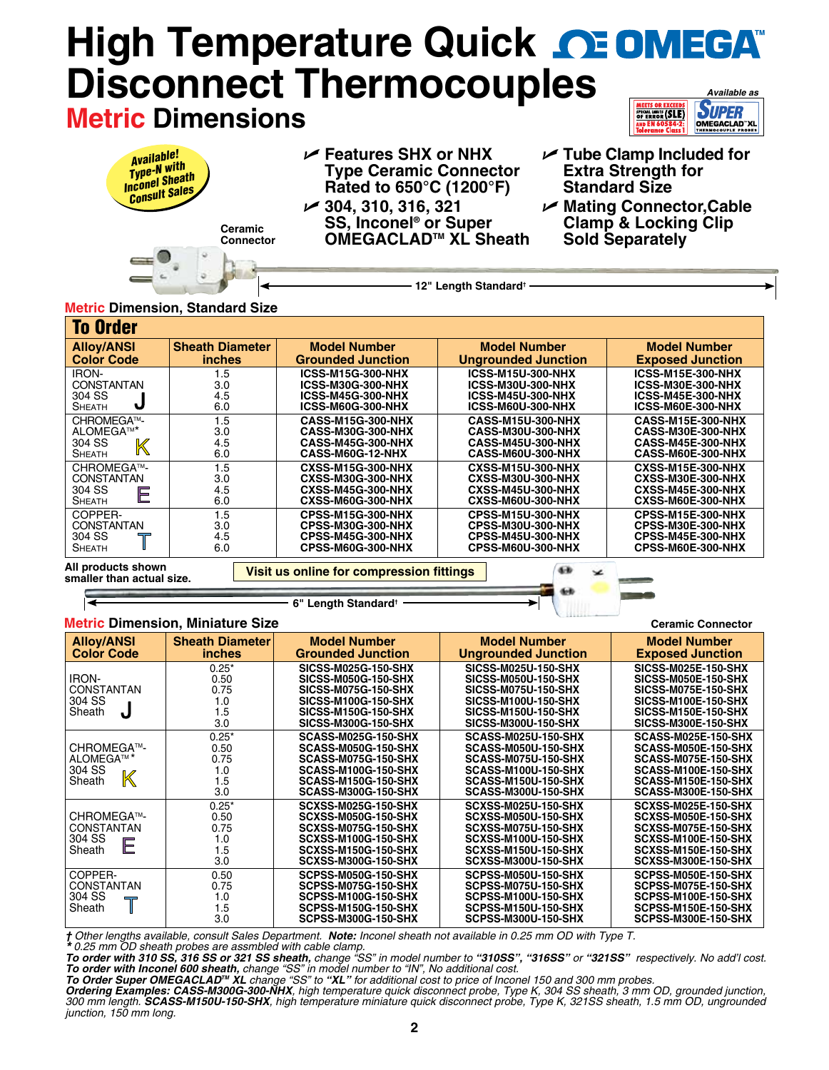# High Temperature Quick Disconnect Thermocouples

## Metric Dimensions

Available! Type-N with Inconel Sheath Consult Sales

Available as SUPER OMEGACLAD™ XL

MEETS OR EXCEEDS SPECIAL LIMITS OF ERROR (SLE) AND EN 60584-2: Tolerance Class 1

- Features SHX or NHX Type Ceramic Connector Rated to 650°C (1200°F)
- 304, 310, 316, 321 SS, Inconel® or Super OMEGACLAD™ XL Sheath
- Tube Clamp Included for Extra Strength for Standard Size
- Mating Connector, Cable Clamp & Locking Clip Sold Separately

Ceramic Connector

12" Length Standard†

### Metric Dimension, Standard Size

**To Order**

| Alloy/ANSI Color Code | Sheath Diameter inches | Model Number Grounded Junction | Model Number Ungrounded Junction | Model Number Exposed Junction |
|---|---|---|---|---|
| IRON-CONSTANTAN 304 SS Sheath J | 1.5 | ICSS-M15G-300-NHX | ICSS-M15U-300-NHX | ICSS-M15E-300-NHX |
| | 3.0 | ICSS-M30G-300-NHX | ICSS-M30U-300-NHX | ICSS-M30E-300-NHX |
| | 4.5 | ICSS-M45G-300-NHX | ICSS-M45U-300-NHX | ICSS-M45E-300-NHX |
| | 6.0 | ICSS-M60G-300-NHX | ICSS-M60U-300-NHX | ICSS-M60E-300-NHX |
| CHROMEGA™-ALOMEGA™* 304 SS Sheath K | 1.5 | CASS-M15G-300-NHX | CASS-M15U-300-NHX | CASS-M15E-300-NHX |
| | 3.0 | CASS-M30G-300-NHX | CASS-M30U-300-NHX | CASS-M30E-300-NHX |
| | 4.5 | CASS-M45G-300-NHX | CASS-M45U-300-NHX | CASS-M45E-300-NHX |
| | 6.0 | CASS-M60G-12-NHX | CASS-M60U-300-NHX | CASS-M60E-300-NHX |
| CHROMEGA™-CONSTANTAN 304 SS Sheath E | 1.5 | CXSS-M15G-300-NHX | CXSS-M15U-300-NHX | CXSS-M15E-300-NHX |
| | 3.0 | CXSS-M30G-300-NHX | CXSS-M30U-300-NHX | CXSS-M30E-300-NHX |
| | 4.5 | CXSS-M45G-300-NHX | CXSS-M45U-300-NHX | CXSS-M45E-300-NHX |
| | 6.0 | CXSS-M60G-300-NHX | CXSS-M60U-300-NHX | CXSS-M60E-300-NHX |
| COPPER-CONSTANTAN 304 SS Sheath T | 1.5 | CPSS-M15G-300-NHX | CPSS-M15U-300-NHX | CPSS-M15E-300-NHX |
| | 3.0 | CPSS-M30G-300-NHX | CPSS-M30U-300-NHX | CPSS-M30E-300-NHX |
| | 4.5 | CPSS-M45G-300-NHX | CPSS-M45U-300-NHX | CPSS-M45E-300-NHX |
| | 6.0 | CPSS-M60G-300-NHX | CPSS-M60U-300-NHX | CPSS-M60E-300-NHX |

All products shown smaller than actual size.

Visit us online for compression fittings

6" Length Standard†

Ceramic Connector

### Metric Dimension, Miniature Size

| Alloy/ANSI Color Code | Sheath Diameter inches | Model Number Grounded Junction | Model Number Ungrounded Junction | Model Number Exposed Junction |
|---|---|---|---|---|
| IRON-CONSTANTAN 304 SS Sheath J | 0.25* | SICSS-M025G-150-SHX | SICSS-M025U-150-SHX | SICSS-M025E-150-SHX |
| | 0.50 | SICSS-M050G-150-SHX | SICSS-M050U-150-SHX | SICSS-M050E-150-SHX |
| | 0.75 | SICSS-M075G-150-SHX | SICSS-M075U-150-SHX | SICSS-M075E-150-SHX |
| | 1.0 | SICSS-M100G-150-SHX | SICSS-M100U-150-SHX | SICSS-M100E-150-SHX |
| | 1.5 | SICSS-M150G-150-SHX | SICSS-M150U-150-SHX | SICSS-M150E-150-SHX |
| | 3.0 | SICSS-M300G-150-SHX | SICSS-M300U-150-SHX | SICSS-M300E-150-SHX |
| CHROMEGA™-ALOMEGA™* 304 SS Sheath K | 0.25* | SCASS-M025G-150-SHX | SCASS-M025U-150-SHX | SCASS-M025E-150-SHX |
| | 0.50 | SCASS-M050G-150-SHX | SCASS-M050U-150-SHX | SCASS-M050E-150-SHX |
| | 0.75 | SCASS-M075G-150-SHX | SCASS-M075U-150-SHX | SCASS-M075E-150-SHX |
| | 1.0 | SCASS-M100G-150-SHX | SCASS-M100U-150-SHX | SCASS-M100E-150-SHX |
| | 1.5 | SCASS-M150G-150-SHX | SCASS-M150U-150-SHX | SCASS-M150E-150-SHX |
| | 3.0 | SCASS-M300G-150-SHX | SCASS-M300U-150-SHX | SCASS-M300E-150-SHX |
| CHROMEGA™-CONSTANTAN 304 SS Sheath E | 0.25* | SCXSS-M025G-150-SHX | SCXSS-M025U-150-SHX | SCXSS-M025E-150-SHX |
| | 0.50 | SCXSS-M050G-150-SHX | SCXSS-M050U-150-SHX | SCXSS-M050E-150-SHX |
| | 0.75 | SCXSS-M075G-150-SHX | SCXSS-M075U-150-SHX | SCXSS-M075E-150-SHX |
| | 1.0 | SCXSS-M100G-150-SHX | SCXSS-M100U-150-SHX | SCXSS-M100E-150-SHX |
| | 1.5 | SCXSS-M150G-150-SHX | SCXSS-M150U-150-SHX | SCXSS-M150E-150-SHX |
| | 3.0 | SCXSS-M300G-150-SHX | SCXSS-M300U-150-SHX | SCXSS-M300E-150-SHX |
| COPPER-CONSTANTAN 304 SS Sheath T | 0.50 | SCPSS-M050G-150-SHX | SCPSS-M050U-150-SHX | SCPSS-M050E-150-SHX |
| | 0.75 | SCPSS-M075G-150-SHX | SCPSS-M075U-150-SHX | SCPSS-M075E-150-SHX |
| | 1.0 | SCPSS-M100G-150-SHX | SCPSS-M100U-150-SHX | SCPSS-M100E-150-SHX |
| | 1.5 | SCPSS-M150G-150-SHX | SCPSS-M150U-150-SHX | SCPSS-M150E-150-SHX |
| | 3.0 | SCPSS-M300G-150-SHX | SCPSS-M300U-150-SHX | SCPSS-M300E-150-SHX |

*† Other lengths available, consult Sales Department.* ***Note:*** *Inconel sheath not available in 0.25 mm OD with Type T.*
*\* 0.25 mm OD sheath probes are assmbled with cable clamp.*
***To order with 310 SS, 316 SS or 321 SS sheath,*** *change "SS" in model number to **"310SS", "316SS"** or **"321SS"** respectively. No add'l cost.*
***To order with Inconel 600 sheath,*** *change "SS" in model number to "IN", No additional cost.*
***To Order Super OMEGACLAD™ XL*** *change "SS" to **"XL"** for additional cost to price of Inconel 150 and 300 mm probes.*
***Ordering Examples: CASS-M300G-300-NHX**, high temperature quick disconnect probe, Type K, 304 SS sheath, 3 mm OD, grounded junction, 300 mm length. **SCASS-M150U-150-SHX**, high temperature miniature quick disconnect probe, Type K, 321SS sheath, 1.5 mm OD, ungrounded junction, 150 mm long.*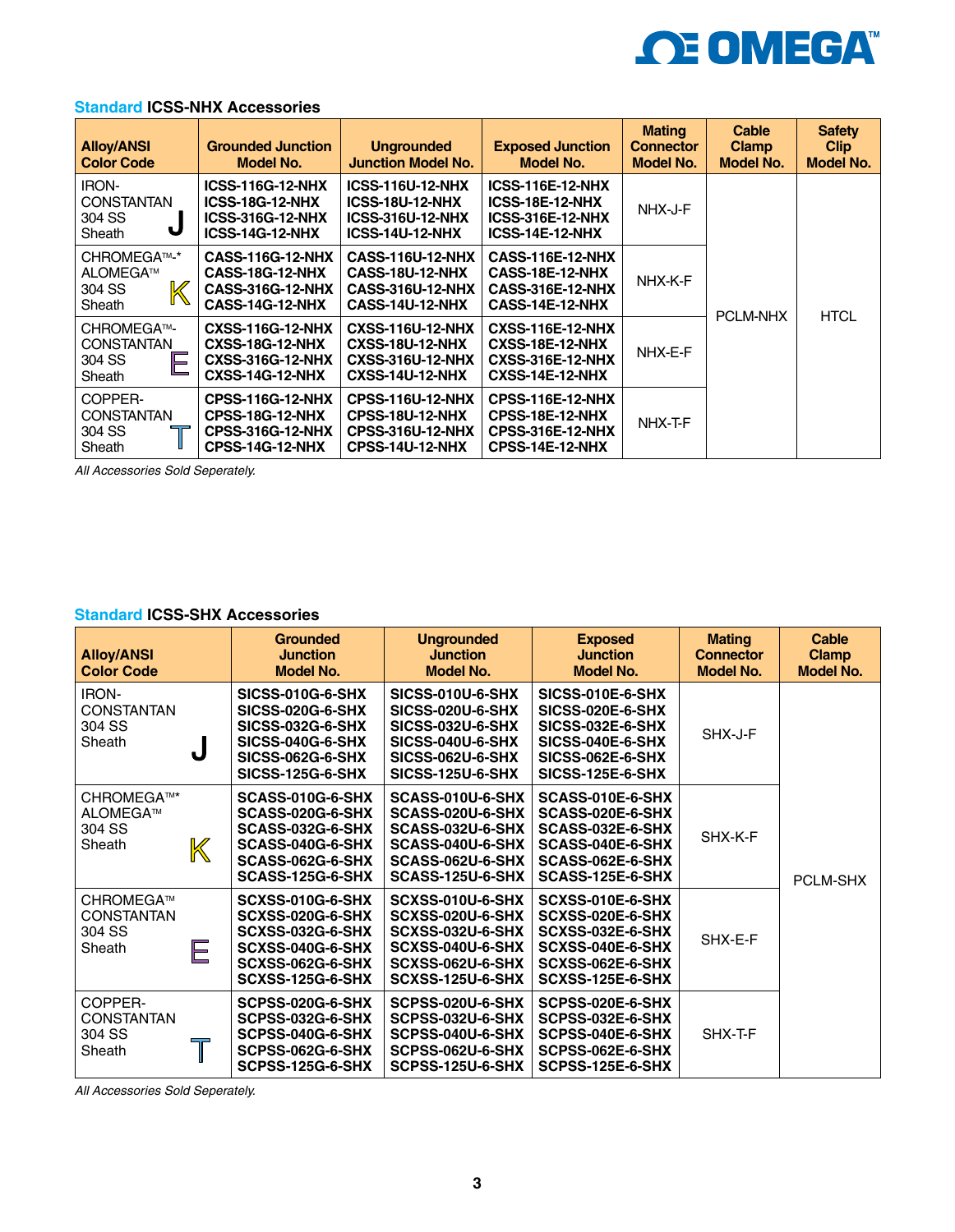### Standard ICSS-NHX Accessories

| Alloy/ANSI Color Code | Grounded Junction Model No. | Ungrounded Junction Model No. | Exposed Junction Model No. | Mating Connector Model No. | Cable Clamp Model No. | Safety Clip Model No. |
|---|---|---|---|---|---|---|
| IRON-CONSTANTAN 304 SS Sheath **J** | **ICSS-116G-12-NHX**<br>**ICSS-18G-12-NHX**<br>**ICSS-316G-12-NHX**<br>**ICSS-14G-12-NHX** | **ICSS-116U-12-NHX**<br>**ICSS-18U-12-NHX**<br>**ICSS-316U-12-NHX**<br>**ICSS-14U-12-NHX** | **ICSS-116E-12-NHX**<br>**ICSS-18E-12-NHX**<br>**ICSS-316E-12-NHX**<br>**ICSS-14E-12-NHX** | NHX-J-F | PCLM-NHX | HTCL |
| CHROMEGA™-* ALOMEGA™ 304 SS Sheath **K** | **CASS-116G-12-NHX**<br>**CASS-18G-12-NHX**<br>**CASS-316G-12-NHX**<br>**CASS-14G-12-NHX** | **CASS-116U-12-NHX**<br>**CASS-18U-12-NHX**<br>**CASS-316U-12-NHX**<br>**CASS-14U-12-NHX** | **CASS-116E-12-NHX**<br>**CASS-18E-12-NHX**<br>**CASS-316E-12-NHX**<br>**CASS-14E-12-NHX** | NHX-K-F | | |
| CHROMEGA™-CONSTANTAN 304 SS Sheath **E** | **CXSS-116G-12-NHX**<br>**CXSS-18G-12-NHX**<br>**CXSS-316G-12-NHX**<br>**CXSS-14G-12-NHX** | **CXSS-116U-12-NHX**<br>**CXSS-18U-12-NHX**<br>**CXSS-316U-12-NHX**<br>**CXSS-14U-12-NHX** | **CXSS-116E-12-NHX**<br>**CXSS-18E-12-NHX**<br>**CXSS-316E-12-NHX**<br>**CXSS-14E-12-NHX** | NHX-E-F | | |
| COPPER-CONSTANTAN 304 SS Sheath **T** | **CPSS-116G-12-NHX**<br>**CPSS-18G-12-NHX**<br>**CPSS-316G-12-NHX**<br>**CPSS-14G-12-NHX** | **CPSS-116U-12-NHX**<br>**CPSS-18U-12-NHX**<br>**CPSS-316U-12-NHX**<br>**CPSS-14U-12-NHX** | **CPSS-116E-12-NHX**<br>**CPSS-18E-12-NHX**<br>**CPSS-316E-12-NHX**<br>**CPSS-14E-12-NHX** | NHX-T-F | | |

*All Accessories Sold Seperately.*

### Standard ICSS-SHX Accessories

| Alloy/ANSI Color Code | Grounded Junction Model No. | Ungrounded Junction Model No. | Exposed Junction Model No. | Mating Connector Model No. | Cable Clamp Model No. |
|---|---|---|---|---|---|
| IRON-CONSTANTAN 304 SS Sheath **J** | **SICSS-010G-6-SHX**<br>**SICSS-020G-6-SHX**<br>**SICSS-032G-6-SHX**<br>**SICSS-040G-6-SHX**<br>**SICSS-062G-6-SHX**<br>**SICSS-125G-6-SHX** | **SICSS-010U-6-SHX**<br>**SICSS-020U-6-SHX**<br>**SICSS-032U-6-SHX**<br>**SICSS-040U-6-SHX**<br>**SICSS-062U-6-SHX**<br>**SICSS-125U-6-SHX** | **SICSS-010E-6-SHX**<br>**SICSS-020E-6-SHX**<br>**SICSS-032E-6-SHX**<br>**SICSS-040E-6-SHX**<br>**SICSS-062E-6-SHX**<br>**SICSS-125E-6-SHX** | SHX-J-F | PCLM-SHX |
| CHROMEGA™* ALOMEGA™ 304 SS Sheath **K** | **SCASS-010G-6-SHX**<br>**SCASS-020G-6-SHX**<br>**SCASS-032G-6-SHX**<br>**SCASS-040G-6-SHX**<br>**SCASS-062G-6-SHX**<br>**SCASS-125G-6-SHX** | **SCASS-010U-6-SHX**<br>**SCASS-020U-6-SHX**<br>**SCASS-032U-6-SHX**<br>**SCASS-040U-6-SHX**<br>**SCASS-062U-6-SHX**<br>**SCASS-125U-6-SHX** | **SCASS-010E-6-SHX**<br>**SCASS-020E-6-SHX**<br>**SCASS-032E-6-SHX**<br>**SCASS-040E-6-SHX**<br>**SCASS-062E-6-SHX**<br>**SCASS-125E-6-SHX** | SHX-K-F | |
| CHROMEGA™ CONSTANTAN 304 SS Sheath **E** | **SCXSS-010G-6-SHX**<br>**SCXSS-020G-6-SHX**<br>**SCXSS-032G-6-SHX**<br>**SCXSS-040G-6-SHX**<br>**SCXSS-062G-6-SHX**<br>**SCXSS-125G-6-SHX** | **SCXSS-010U-6-SHX**<br>**SCXSS-020U-6-SHX**<br>**SCXSS-032U-6-SHX**<br>**SCXSS-040U-6-SHX**<br>**SCXSS-062U-6-SHX**<br>**SCXSS-125U-6-SHX** | **SCXSS-010E-6-SHX**<br>**SCXSS-020E-6-SHX**<br>**SCXSS-032E-6-SHX**<br>**SCXSS-040E-6-SHX**<br>**SCXSS-062E-6-SHX**<br>**SCXSS-125E-6-SHX** | SHX-E-F | |
| COPPER-CONSTANTAN 304 SS Sheath **T** | **SCPSS-020G-6-SHX**<br>**SCPSS-032G-6-SHX**<br>**SCPSS-040G-6-SHX**<br>**SCPSS-062G-6-SHX**<br>**SCPSS-125G-6-SHX** | **SCPSS-020U-6-SHX**<br>**SCPSS-032U-6-SHX**<br>**SCPSS-040U-6-SHX**<br>**SCPSS-062U-6-SHX**<br>**SCPSS-125U-6-SHX** | **SCPSS-020E-6-SHX**<br>**SCPSS-032E-6-SHX**<br>**SCPSS-040E-6-SHX**<br>**SCPSS-062E-6-SHX**<br>**SCPSS-125E-6-SHX** | SHX-T-F | |

*All Accessories Sold Seperately.*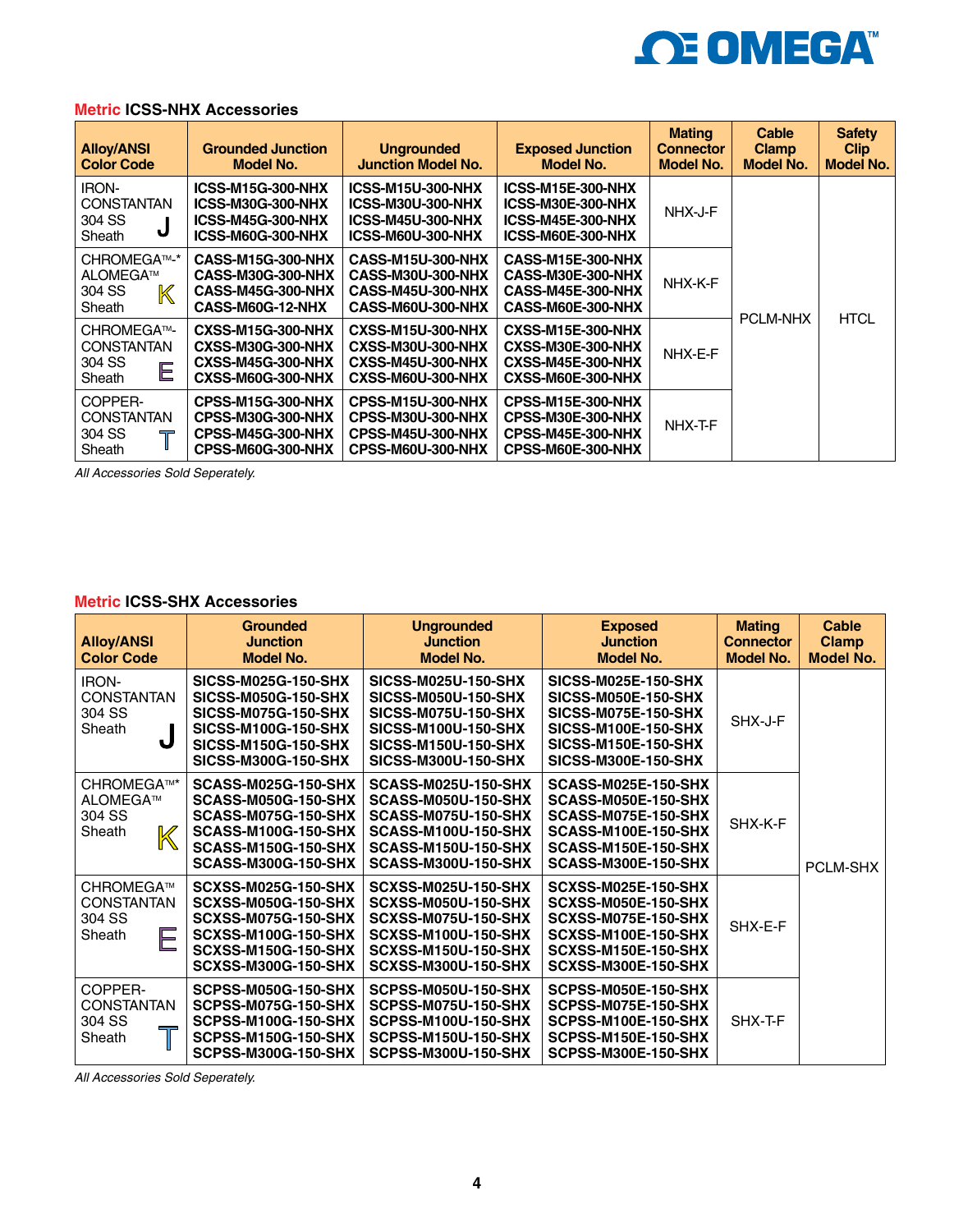## **Metric** ICSS-NHX Accessories

| Alloy/ANSI Color Code | Grounded Junction Model No. | Ungrounded Junction Model No. | Exposed Junction Model No. | Mating Connector Model No. | Cable Clamp Model No. | Safety Clip Model No. |
|---|---|---|---|---|---|---|
| IRON-CONSTANTAN 304 SS Sheath J | **ICSS-M15G-300-NHX**<br>**ICSS-M30G-300-NHX**<br>**ICSS-M45G-300-NHX**<br>**ICSS-M60G-300-NHX** | **ICSS-M15U-300-NHX**<br>**ICSS-M30U-300-NHX**<br>**ICSS-M45U-300-NHX**<br>**ICSS-M60U-300-NHX** | **ICSS-M15E-300-NHX**<br>**ICSS-M30E-300-NHX**<br>**ICSS-M45E-300-NHX**<br>**ICSS-M60E-300-NHX** | NHX-J-F | PCLM-NHX | HTCL |
| CHROMEGA™-* ALOMEGA™ 304 SS Sheath K | **CASS-M15G-300-NHX**<br>**CASS-M30G-300-NHX**<br>**CASS-M45G-300-NHX**<br>**CASS-M60G-12-NHX** | **CASS-M15U-300-NHX**<br>**CASS-M30U-300-NHX**<br>**CASS-M45U-300-NHX**<br>**CASS-M60U-300-NHX** | **CASS-M15E-300-NHX**<br>**CASS-M30E-300-NHX**<br>**CASS-M45E-300-NHX**<br>**CASS-M60E-300-NHX** | NHX-K-F | | |
| CHROMEGA™-CONSTANTAN 304 SS Sheath E | **CXSS-M15G-300-NHX**<br>**CXSS-M30G-300-NHX**<br>**CXSS-M45G-300-NHX**<br>**CXSS-M60G-300-NHX** | **CXSS-M15U-300-NHX**<br>**CXSS-M30U-300-NHX**<br>**CXSS-M45U-300-NHX**<br>**CXSS-M60U-300-NHX** | **CXSS-M15E-300-NHX**<br>**CXSS-M30E-300-NHX**<br>**CXSS-M45E-300-NHX**<br>**CXSS-M60E-300-NHX** | NHX-E-F | | |
| COPPER-CONSTANTAN 304 SS Sheath T | **CPSS-M15G-300-NHX**<br>**CPSS-M30G-300-NHX**<br>**CPSS-M45G-300-NHX**<br>**CPSS-M60G-300-NHX** | **CPSS-M15U-300-NHX**<br>**CPSS-M30U-300-NHX**<br>**CPSS-M45U-300-NHX**<br>**CPSS-M60U-300-NHX** | **CPSS-M15E-300-NHX**<br>**CPSS-M30E-300-NHX**<br>**CPSS-M45E-300-NHX**<br>**CPSS-M60E-300-NHX** | NHX-T-F | | |

*All Accessories Sold Seperately.*

## **Metric** ICSS-SHX Accessories

| Alloy/ANSI Color Code | Grounded Junction Model No. | Ungrounded Junction Model No. | Exposed Junction Model No. | Mating Connector Model No. | Cable Clamp Model No. |
|---|---|---|---|---|---|
| IRON-CONSTANTAN 304 SS Sheath J | **SICSS-M025G-150-SHX**<br>**SICSS-M050G-150-SHX**<br>**SICSS-M075G-150-SHX**<br>**SICSS-M100G-150-SHX**<br>**SICSS-M150G-150-SHX**<br>**SICSS-M300G-150-SHX** | **SICSS-M025U-150-SHX**<br>**SICSS-M050U-150-SHX**<br>**SICSS-M075U-150-SHX**<br>**SICSS-M100U-150-SHX**<br>**SICSS-M150U-150-SHX**<br>**SICSS-M300U-150-SHX** | **SICSS-M025E-150-SHX**<br>**SICSS-M050E-150-SHX**<br>**SICSS-M075E-150-SHX**<br>**SICSS-M100E-150-SHX**<br>**SICSS-M150E-150-SHX**<br>**SICSS-M300E-150-SHX** | SHX-J-F | PCLM-SHX |
| CHROMEGA™* ALOMEGA™ 304 SS Sheath K | **SCASS-M025G-150-SHX**<br>**SCASS-M050G-150-SHX**<br>**SCASS-M075G-150-SHX**<br>**SCASS-M100G-150-SHX**<br>**SCASS-M150G-150-SHX**<br>**SCASS-M300G-150-SHX** | **SCASS-M025U-150-SHX**<br>**SCASS-M050U-150-SHX**<br>**SCASS-M075U-150-SHX**<br>**SCASS-M100U-150-SHX**<br>**SCASS-M150U-150-SHX**<br>**SCASS-M300U-150-SHX** | **SCASS-M025E-150-SHX**<br>**SCASS-M050E-150-SHX**<br>**SCASS-M075E-150-SHX**<br>**SCASS-M100E-150-SHX**<br>**SCASS-M150E-150-SHX**<br>**SCASS-M300E-150-SHX** | SHX-K-F | |
| CHROMEGA™ CONSTANTAN 304 SS Sheath E | **SCXSS-M025G-150-SHX**<br>**SCXSS-M050G-150-SHX**<br>**SCXSS-M075G-150-SHX**<br>**SCXSS-M100G-150-SHX**<br>**SCXSS-M150G-150-SHX**<br>**SCXSS-M300G-150-SHX** | **SCXSS-M025U-150-SHX**<br>**SCXSS-M050U-150-SHX**<br>**SCXSS-M075U-150-SHX**<br>**SCXSS-M100U-150-SHX**<br>**SCXSS-M150U-150-SHX**<br>**SCXSS-M300U-150-SHX** | **SCXSS-M025E-150-SHX**<br>**SCXSS-M050E-150-SHX**<br>**SCXSS-M075E-150-SHX**<br>**SCXSS-M100E-150-SHX**<br>**SCXSS-M150E-150-SHX**<br>**SCXSS-M300E-150-SHX** | SHX-E-F | |
| COPPER-CONSTANTAN 304 SS Sheath T | **SCPSS-M050G-150-SHX**<br>**SCPSS-M075G-150-SHX**<br>**SCPSS-M100G-150-SHX**<br>**SCPSS-M150G-150-SHX**<br>**SCPSS-M300G-150-SHX** | **SCPSS-M050U-150-SHX**<br>**SCPSS-M075U-150-SHX**<br>**SCPSS-M100U-150-SHX**<br>**SCPSS-M150U-150-SHX**<br>**SCPSS-M300U-150-SHX** | **SCPSS-M050E-150-SHX**<br>**SCPSS-M075E-150-SHX**<br>**SCPSS-M100E-150-SHX**<br>**SCPSS-M150E-150-SHX**<br>**SCPSS-M300E-150-SHX** | SHX-T-F | |

*All Accessories Sold Seperately.*